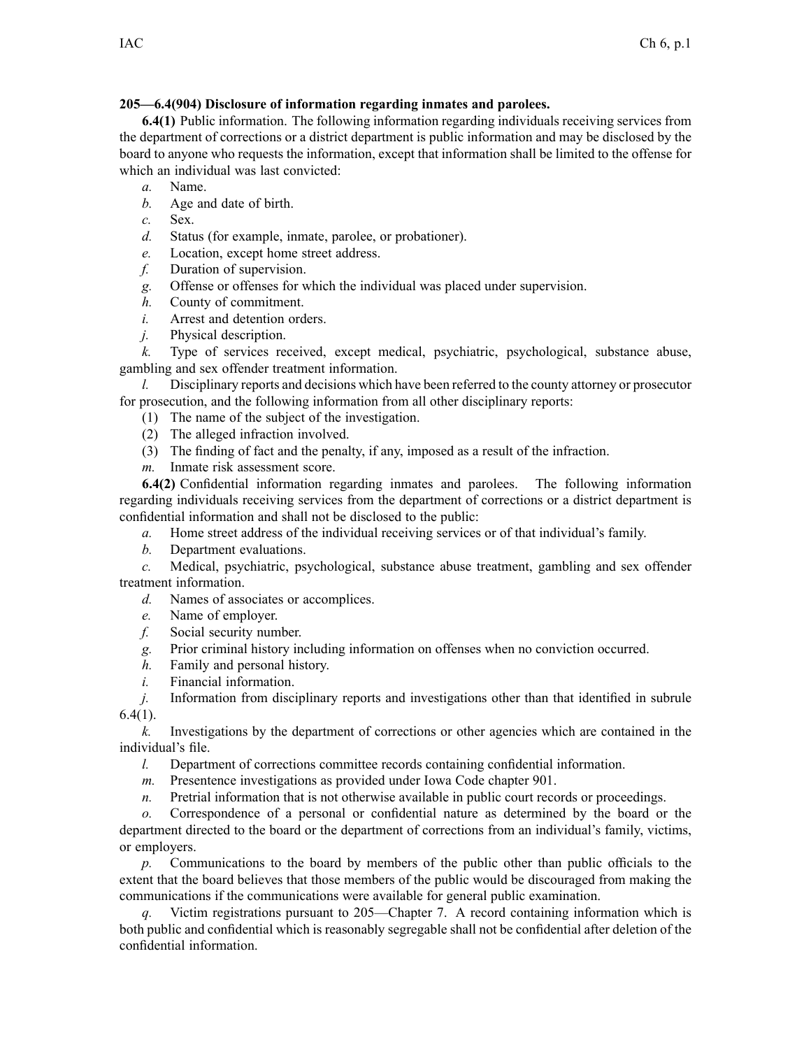**205—6.4(904) Disclosure of information regarding inmates and parolees.**

**6.4(1)** Public information. The following information regarding individuals receiving services from the department of corrections or a district department is public information and may be disclosed by the board to anyone who requests the information, except that information shall be limited to the offense for which an individual was last convicted:

*a.* Name.

*b.* Age and date of birth.

*c.* Sex.

*d.* Status (for example, inmate, parolee, or probationer).

*e.* Location, except home street address.

*f.* Duration of supervision.

*g.* Offense or offenses for which the individual was placed under supervision.

*h.* County of commitment.

*i.* Arrest and detention orders.

*j.* Physical description.

*k.* Type of services received, except medical, psychiatric, psychological, substance abuse, gambling and sex offender treatment information.

*l.* Disciplinary reports and decisions which have been referred to the county attorney or prosecutor for prosecution, and the following information from all other disciplinary reports:

(1) The name of the subject of the investigation.

(2) The alleged infraction involved.

(3) The finding of fact and the penalty, if any, imposed as a result of the infraction.

*m.* Inmate risk assessment score.

**6.4(2)** Confidential information regarding inmates and parolees. The following information regarding individuals receiving services from the department of corrections or a district department is confidential information and shall not be disclosed to the public:

*a.* Home street address of the individual receiving services or of that individual's family.

*b.* Department evaluations.

*c.* Medical, psychiatric, psychological, substance abuse treatment, gambling and sex offender treatment information.

*d.* Names of associates or accomplices.

*e.* Name of employer.

*f.* Social security number.

*g.* Prior criminal history including information on offenses when no conviction occurred.

*h.* Family and personal history.

*i.* Financial information.

*j.* Information from disciplinary reports and investigations other than that identified in subrule 6.4(1).

*k.* Investigations by the department of corrections or other agencies which are contained in the individual's file.

*l.* Department of corrections committee records containing confidential information.

*m.* Presentence investigations as provided under Iowa Code chapter 901.

*n.* Pretrial information that is not otherwise available in public court records or proceedings.

*o.* Correspondence of a personal or confidential nature as determined by the board or the department directed to the board or the department of corrections from an individual's family, victims, or employers.

*p.* Communications to the board by members of the public other than public officials to the extent that the board believes that those members of the public would be discouraged from making the communications if the communications were available for general public examination.

*q.* Victim registrations pursuant to 205—Chapter 7. A record containing information which is both public and confidential which is reasonably segregable shall not be confidential after deletion of the confidential information.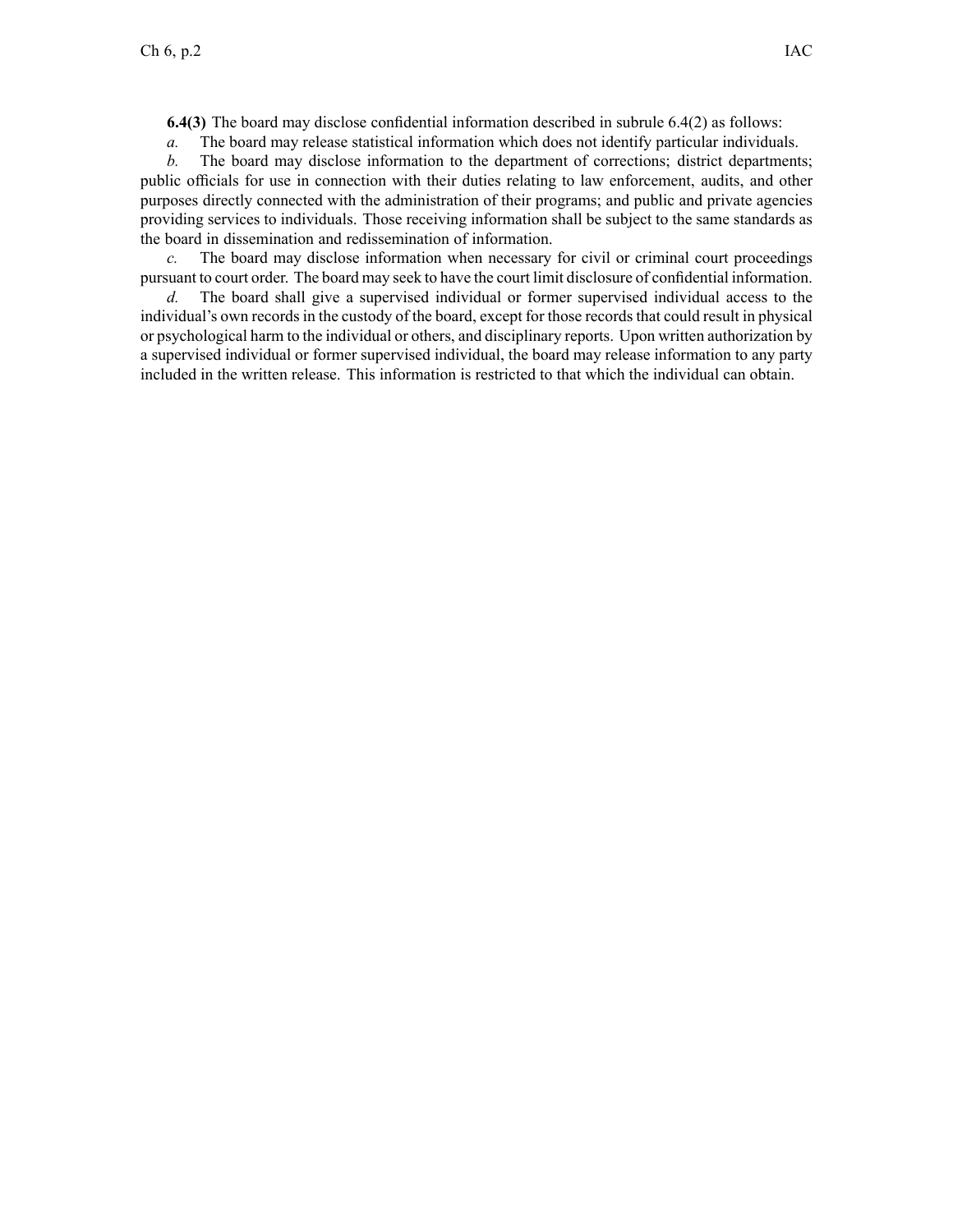**6.4(3)** The board may disclose confidential information described in subrule 6.4(2) as follows:

*a.* The board may release statistical information which does not identify particular individuals.

*b.* The board may disclose information to the department of corrections; district departments; public officials for use in connection with their duties relating to law enforcement, audits, and other purposes directly connected with the administration of their programs; and public and private agencies providing services to individuals. Those receiving information shall be subject to the same standards as the board in dissemination and redissemination of information.

*c.* The board may disclose information when necessary for civil or criminal court proceedings pursuant to court order. The board may seek to have the court limit disclosure of confidential information.

*d.* The board shall give a supervised individual or former supervised individual access to the individual's own records in the custody of the board, except for those records that could result in physical or psychological harm to the individual or others, and disciplinary reports. Upon written authorization by a supervised individual or former supervised individual, the board may release information to any party included in the written release. This information is restricted to that which the individual can obtain.